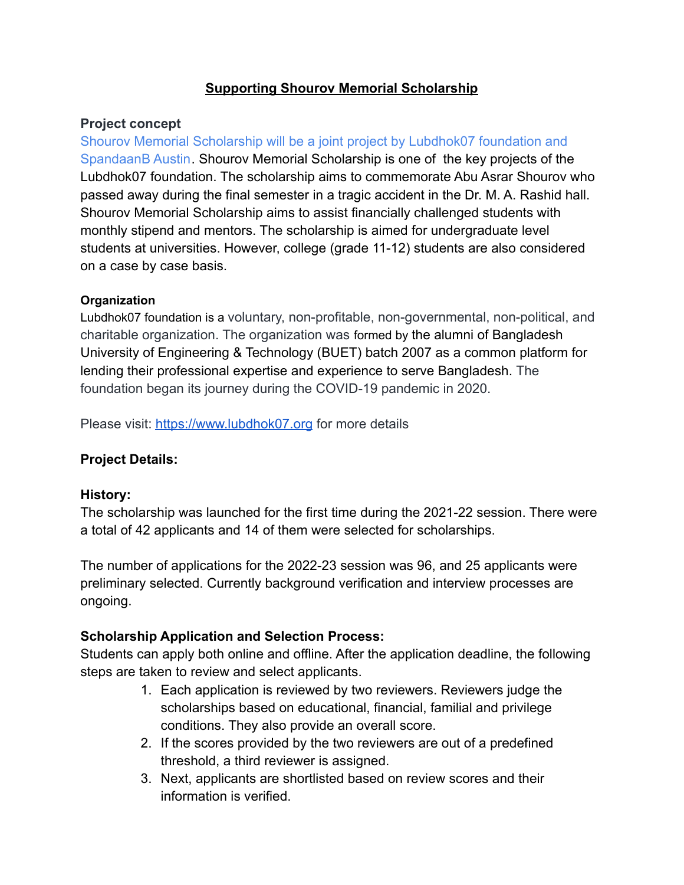# Supporting Shourov Memorial Scholarship

### Project concept

Shourov Memorial Scholarship will be a joint project by Lubdhok07 foundation and SpandaanB Austin. Shourov Memorial Scholarship is one of the key projects of the Lubdhok07 foundation. The scholarship aims to commemorate Abu Asrar Shourov who passed away during the final semester in a tragic accident in the Dr. M. A. Rashid hall. Shourov Memorial Scholarship aims to assist financially challenged students with monthly stipend and mentors. The scholarship is aimed for undergraduate level students at universities. However, college (grade 11-12) students are also considered on a case by case basis.

### Organization

Lubdhok07 foundation is a voluntary, non-profitable, non-governmental, non-political, and charitable organization. The organization was formed by the alumni of Bangladesh University of Engineering & Technology (BUET) batch 2007 as a common platform for lending their professional expertise and experience to serve Bangladesh. The foundation began its journey during the COVID-19 pandemic in 2020.

Please visit: https://www.lubdhok07.org for more details

### Project Details:

### History:

The scholarship was launched for the first time during the 2021-22 session. There were a total of 42 applicants and 14 of them were selected for scholarships.

The number of applications for the 2022-23 session was 96, and 25 applicants were preliminary selected. Currently background verification and interview processes are ongoing.

### Scholarship Application and Selection Process:

Students can apply both online and offline. After the application deadline, the following steps are taken to review and select applicants.

1. Each application is reviewed by two reviewers. Reviewers judge the scholarships based on educational, financial, familial and privilege conditions. They also provide an overall score.
2. If the scores provided by the two reviewers are out of a predefined threshold, a third reviewer is assigned.
3. Next, applicants are shortlisted based on review scores and their information is verified.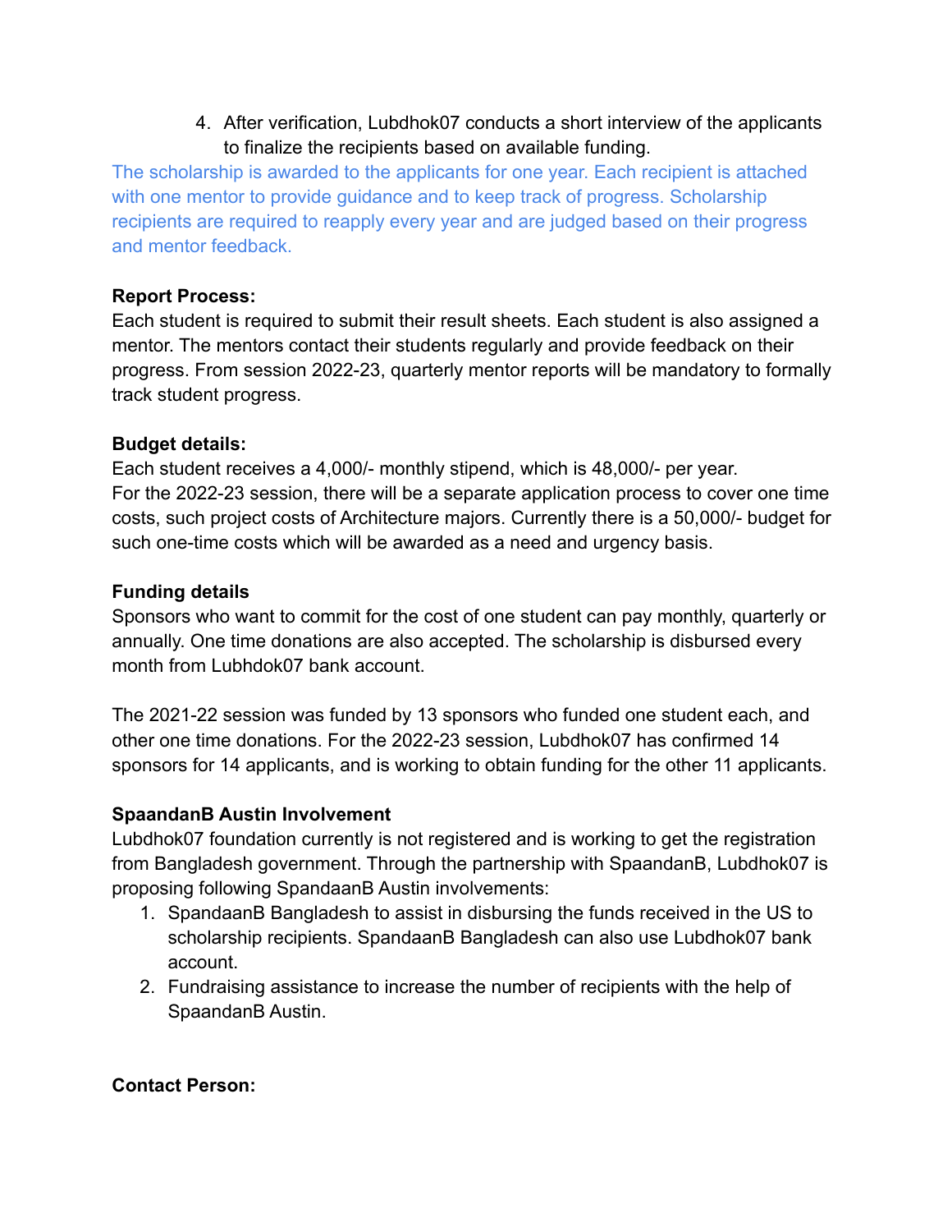4. After verification, Lubdhok07 conducts a short interview of the applicants to finalize the recipients based on available funding.

The scholarship is awarded to the applicants for one year. Each recipient is attached with one mentor to provide guidance and to keep track of progress. Scholarship recipients are required to reapply every year and are judged based on their progress and mentor feedback.

**Report Process:**
Each student is required to submit their result sheets. Each student is also assigned a mentor. The mentors contact their students regularly and provide feedback on their progress. From session 2022-23, quarterly mentor reports will be mandatory to formally track student progress.

**Budget details:**
Each student receives a 4,000/- monthly stipend, which is 48,000/- per year.
For the 2022-23 session, there will be a separate application process to cover one time costs, such project costs of Architecture majors. Currently there is a 50,000/- budget for such one-time costs which will be awarded as a need and urgency basis.

**Funding details**
Sponsors who want to commit for the cost of one student can pay monthly, quarterly or annually. One time donations are also accepted. The scholarship is disbursed every month from Lubhdok07 bank account.

The 2021-22 session was funded by 13 sponsors who funded one student each, and other one time donations. For the 2022-23 session, Lubdhok07 has confirmed 14 sponsors for 14 applicants, and is working to obtain funding for the other 11 applicants.

**SpaandanB Austin Involvement**
Lubdhok07 foundation currently is not registered and is working to get the registration from Bangladesh government. Through the partnership with SpaandanB, Lubdhok07 is proposing following SpandaanB Austin involvements:

1. SpandaanB Bangladesh to assist in disbursing the funds received in the US to scholarship recipients. SpandaanB Bangladesh can also use Lubdhok07 bank account.
2. Fundraising assistance to increase the number of recipients with the help of SpaandanB Austin.

**Contact Person:**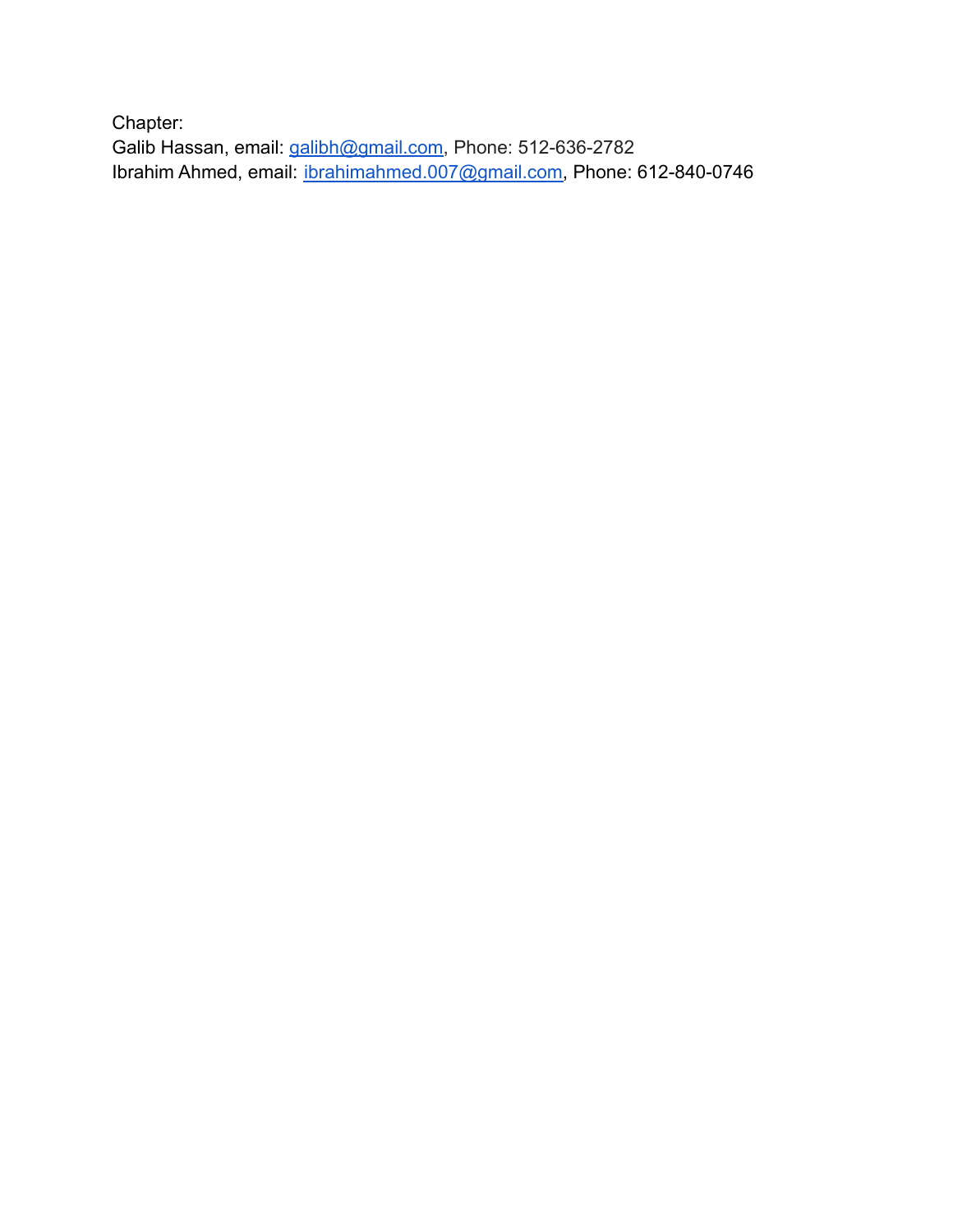Chapter:
Galib Hassan, email: galibh@gmail.com, Phone: 512-636-2782
Ibrahim Ahmed, email: ibrahimahmed.007@gmail.com, Phone: 612-840-0746